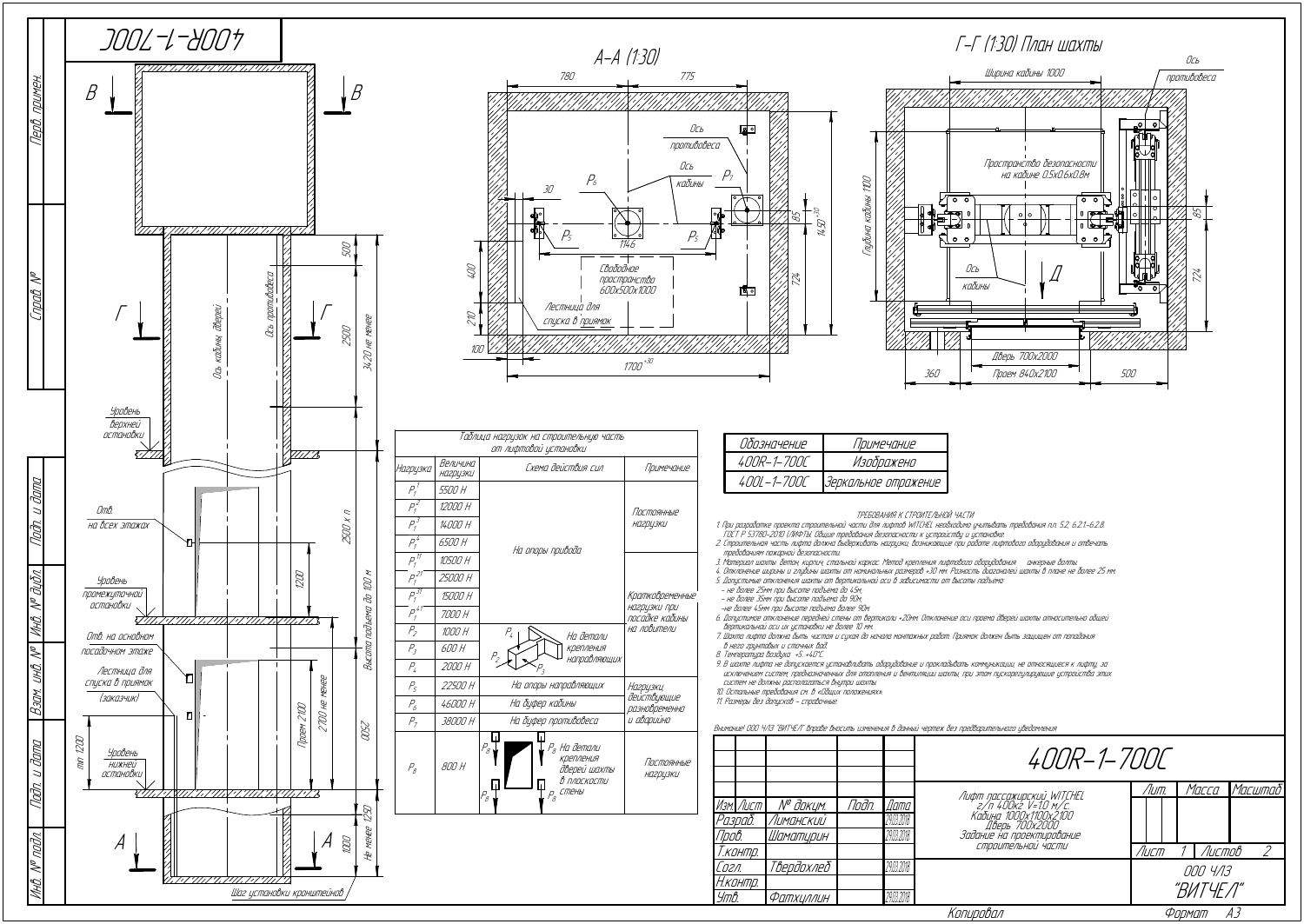# 400R-1-700C

## А-А (1:30)

## Г-Г (1:30) План шахты

Таблица нагрузок на строительную часть от лифтовой установки

| Нагрузка | Величина нагрузки | Схема действия сил | Примечание |
|---|---|---|---|
| $P_1^1$ | 5500 Н | На опоры привода | Постоянные нагрузки |
| $P_1^2$ | 12000 Н | | |
| $P_1^3$ | 14000 Н | | |
| $P_1^4$ | 6500 Н | | |
| $P_1^{11}$ | 10500 Н | | Кратковременные нагрузки при посадке кабины на ловители |
| $P_1^{21}$ | 25000 Н | | |
| $P_1^{31}$ | 15000 Н | | |
| $P_1^{41}$ | 7000 Н | | |
| $P_2$ | 1000 Н | На детали крепления направляющих | |
| $P_3$ | 600 Н | | |
| $P_4$ | 2000 Н | | |
| $P_5$ | 22500 Н | На опоры привода | Нагрузки, действующие разновременно и аварийно |
| $P_6$ | 46000 Н | На буфер кабины | |
| $P_7$ | 38000 Н | На буфер противовеса | |
| $P_8$ | 800 Н | На детали крепления двери шахты в плоскости стены | Постоянные нагрузки |

| Обозначение | Примечание |
|---|---|
| 400R-1-700C | Изображено |
| 400L-1-700C | Зеркальное отражение |

ТРЕБОВАНИЯ К СТРОИТЕЛЬНОЙ ЧАСТИ

1. При разработке проекта строительной части для лифтов WITCHEL необходимо учитывать требования п.п. 5.2, 6.2.1-6.2.8. ГОСТ Р 53780-2010 (ЛИФТЫ. Общие требования безопасности к устройству и установке.
2. Строительная часть лифта должна выдерживать нагрузки, возникающие при работе лифтового оборудования и отвечать требованиям пожарной безопасности.
3. Материал шахты: бетон, кирпич, стальной каркас. Метод крепления лифтового оборудования – анкерные болты.
4. Отклонение ширины и глубины шахты от номинальных размеров +30 мм. Разность диагоналей шахты в плане не более 25 мм.
5. Допустимые отклонения шахты от вертикальной оси в зависимости от высоты подъема
   - не более 25мм при высоте подъема до 45м,
   - не более 35мм при высоте подъема до 90м,
   - не более 45мм при высоте подъема более 90м.
6. Допустимое отклонение передней стены от вертикали +20мм. Отклонение оси проема дверей шахты относительно общей вертикальной оси их установки не более 10 мм.
7. Шахта лифта должна быть чистая и сухая до начала монтажных работ. Приямок должен быть защищен от попадания в него грунтовых и сточных вод.
8. Температура воздуха +5...+40°С.
9. В шахте лифта не допускается устанавливать оборудование и прокладывать коммуникации, не относящиеся к лифту, за исключением систем, предназначенных для отопления и вентиляции шахты, при этом пускорегулирующие устройства этих систем не должны располагаться внутри шахты.
10. Остальные требования см. в «Общих положениях».
11. Размеры без допусков – справочные.

Внимание! ООО ЧЛЗ "ВИТЧЕЛ" вправе вносить изменения в данный чертеж без предварительного уведомления

| Изм. | Лист | № докум. | Подп. | Дата |
|---|---|---|---|---|
| Разраб. | | Лиманский | | 29.03.2018 |
| Пров. | | Шаматурин | | 29.03.2018 |
| Т.контр. | | | | |
| Согл. | | Твердохлеб | | 29.03.2018 |
| Н.контр. | | | | |
| Утв. | | Фатхуллин | | 29.03.2018 |

400R-1-700C

Лифт пассажирский WITCHEL г/п 400кг V=1.0 м/с. Кабина 1000х1100х2100 Дверь 700х2000 Задание на проектирование строительной части

Лист 1 Листов 2

ООО ЧЛЗ "ВИТЧЕЛ"

Копировал — Формат А3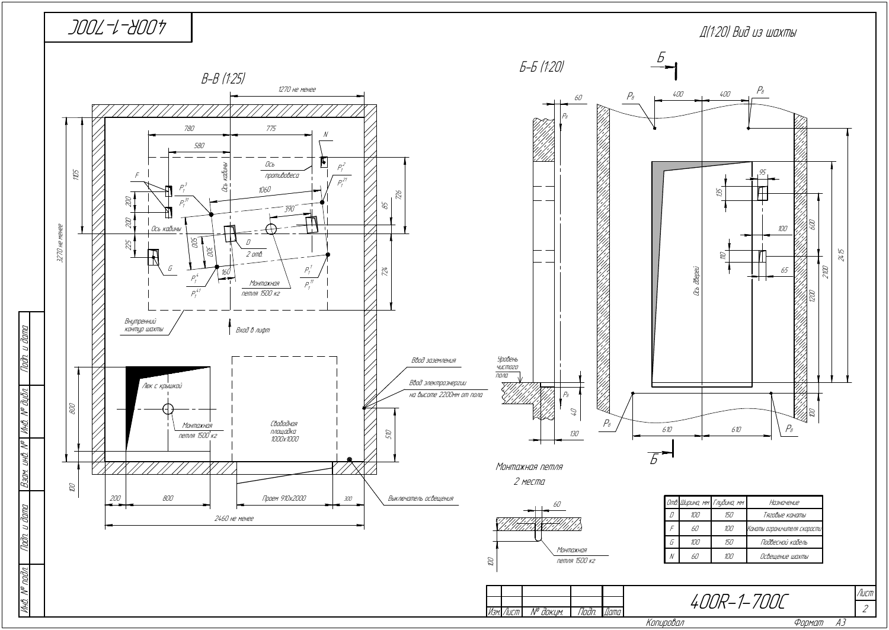400R-1-700C

Д(1:20) Вид из шахты

В-В (1:25)

Б-Б (1:20)

1270 не менее

780

775

580

N

Ось противовеса

Ось кабины

F

$P_1^3$

$P_1^{31}$

$P_1^2$

$P_1^{21}$

1060

390

200

200

225

85

726

1105

Ось кабины

500

300

D

2 отв.

160

$P_1^4$

$P_1^{41}$

$P_1^1$

$P_1^{11}$

G

Монтажная петля 1500 кг

724

3270 не менее

Внутренний контур шахты

Вход в лифт

Ввод заземления

Ввод электроэнергии на высоте 2200мм от пола

Люк с крышкой

800

Монтажная петля 1500 кг

Свободная площадка 1000х1000

510

100

200

800

Проем 910х2000

300

Выключатель освещения

2460 не менее

60

$P_B$

400

400

95

135

100

110

65

600

2100

1200

2415

Ось дверей

Уровень чистого пола

40

130

610

610

100

Б

Б

Монтажная петля

2 места

60

100

Монтажная петля 1500 кг

| Отв. | Ширина, мм | Глубина, мм | Назначение |
| --- | --- | --- | --- |
| D | 100 | 150 | Тяговые канаты |
| F | 60 | 100 | Канаты ограничителя скорости |
| G | 100 | 150 | Подвесной кабель |
| N | 60 | 100 | Освещение шахты |

| Изм | Лист | № докум. | Подп. | Дата | 400R-1-700C | Лист 2 |
| --- | --- | --- | --- | --- | --- | --- |

Копировал Формат А3

Инв. № подл. | Подп. и дата | Взам. инв. № | Инв. № дубл. | Подп. и дата